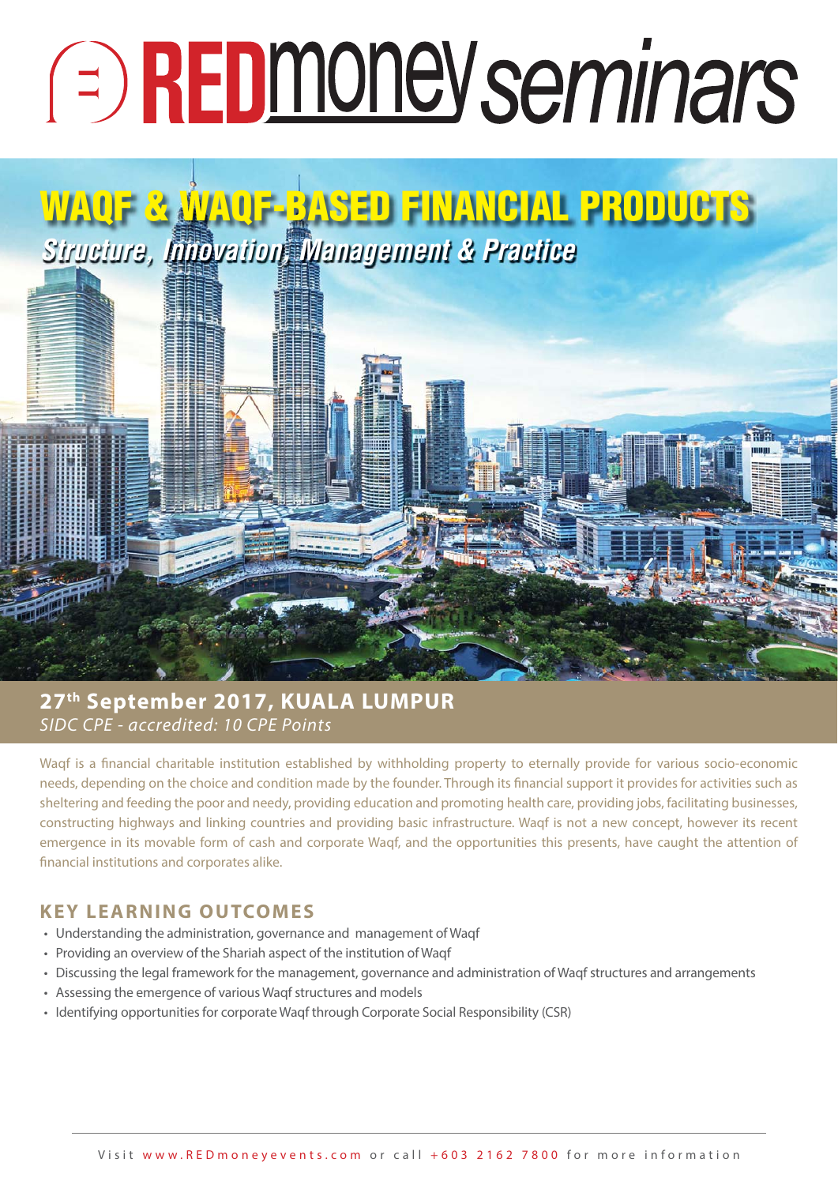# REDmoney seminars

# WAQF & WAQF-BASED FINANCIAL PRODUCTS

## *Structure, Innovation, Management & Practice*

**27th September 2017, KUALA LUMPUR**

*SIDC CPE - accredited: 10 CPE Points*

Waqf is a financial charitable institution established by withholding property to eternally provide for various socio-economic needs, depending on the choice and condition made by the founder. Through its financial support it provides for activities such as sheltering and feeding the poor and needy, providing education and promoting health care, providing jobs, facilitating businesses, constructing highways and linking countries and providing basic infrastructure. Waqf is not a new concept, however its recent emergence in its movable form of cash and corporate Waqf, and the opportunities this presents, have caught the attention of financial institutions and corporates alike.

## KEY LEARNING OUTCOMES

- Understanding the administration, governance and management of Waqf
- Providing an overview of the Shariah aspect of the institution of Waqf
- Discussing the legal framework for the management, governance and administration of Waqf structures and arrangements
- Assessing the emergence of various Waqf structures and models
- Identifying opportunities for corporate Waqf through Corporate Social Responsibility (CSR)

Visit www.REDmoneyevents.com or call +603 2162 7800 for more information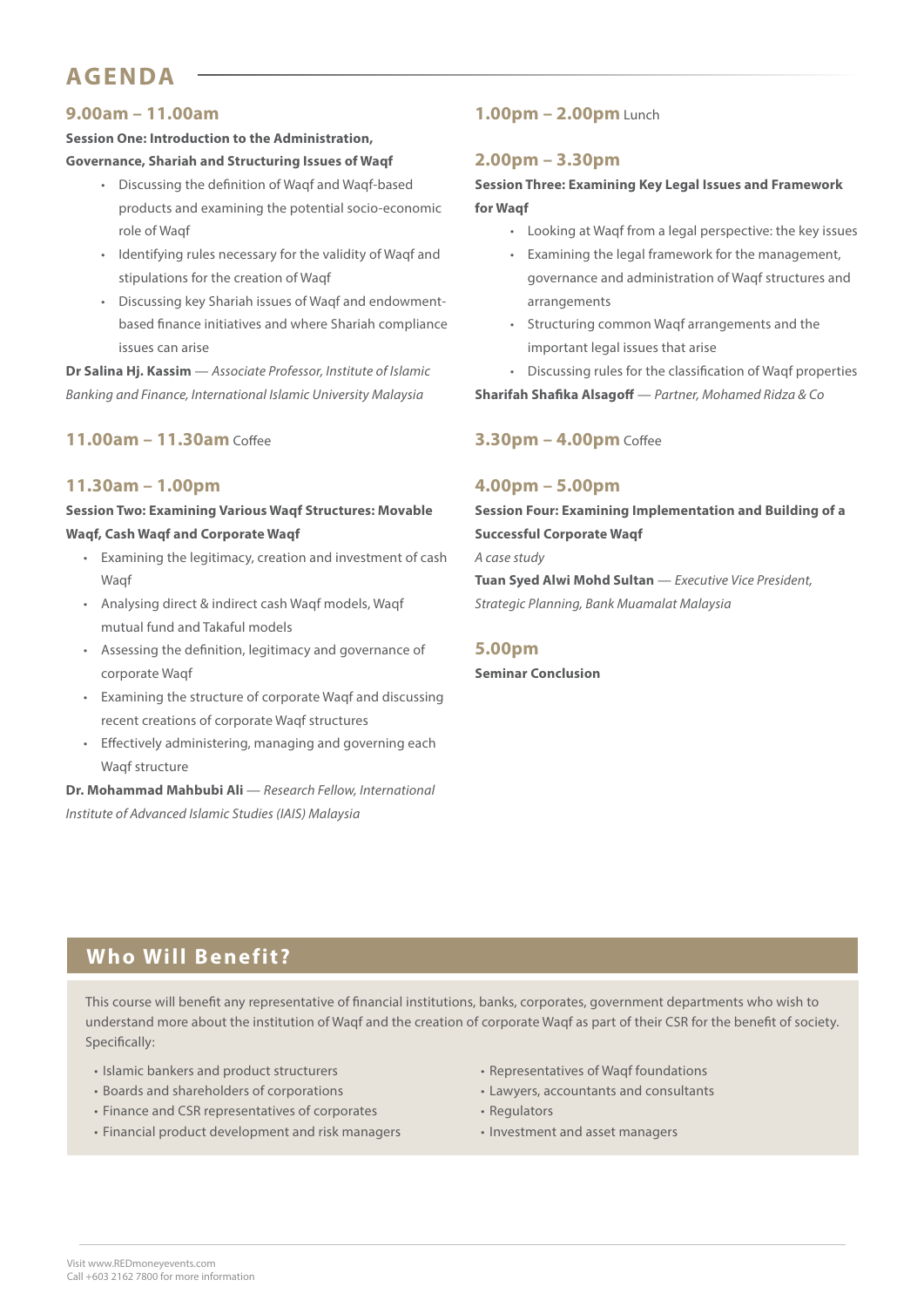## AGENDA

### 9.00am – 11.00am

**Session One: Introduction to the Administration, Governance, Shariah and Structuring Issues of Waqf**

- Discussing the definition of Waqf and Waqf-based products and examining the potential socio-economic role of Waqf
- Identifying rules necessary for the validity of Waqf and stipulations for the creation of Waqf
- Discussing key Shariah issues of Waqf and endowment-based finance initiatives and where Shariah compliance issues can arise

**Dr Salina Hj. Kassim** — *Associate Professor, Institute of Islamic Banking and Finance, International Islamic University Malaysia*

### 11.00am – 11.30am Coffee

### 11.30am – 1.00pm

**Session Two: Examining Various Waqf Structures: Movable Waqf, Cash Waqf and Corporate Waqf**

- Examining the legitimacy, creation and investment of cash Waqf
- Analysing direct & indirect cash Waqf models, Waqf mutual fund and Takaful models
- Assessing the definition, legitimacy and governance of corporate Waqf
- Examining the structure of corporate Waqf and discussing recent creations of corporate Waqf structures
- Effectively administering, managing and governing each Waqf structure

**Dr. Mohammad Mahbubi Ali** — *Research Fellow, International Institute of Advanced Islamic Studies (IAIS) Malaysia*

### 1.00pm – 2.00pm Lunch

### 2.00pm – 3.30pm

**Session Three: Examining Key Legal Issues and Framework for Waqf**

- Looking at Waqf from a legal perspective: the key issues
- Examining the legal framework for the management, governance and administration of Waqf structures and arrangements
- Structuring common Waqf arrangements and the important legal issues that arise
- Discussing rules for the classification of Waqf properties

**Sharifah Shafika Alsagoff** — *Partner, Mohamed Ridza & Co*

### 3.30pm – 4.00pm Coffee

### 4.00pm – 5.00pm

**Session Four: Examining Implementation and Building of a Successful Corporate Waqf**

*A case study*

**Tuan Syed Alwi Mohd Sultan** — *Executive Vice President, Strategic Planning, Bank Muamalat Malaysia*

### 5.00pm

**Seminar Conclusion**

## Who Will Benefit?

This course will benefit any representative of financial institutions, banks, corporates, government departments who wish to understand more about the institution of Waqf and the creation of corporate Waqf as part of their CSR for the benefit of society. Specifically:

- Islamic bankers and product structurers
- Boards and shareholders of corporations
- Finance and CSR representatives of corporates
- Financial product development and risk managers
- Representatives of Waqf foundations
- Lawyers, accountants and consultants
- Regulators
- Investment and asset managers

Visit www.REDmoneyevents.com
Call +603 2162 7800 for more information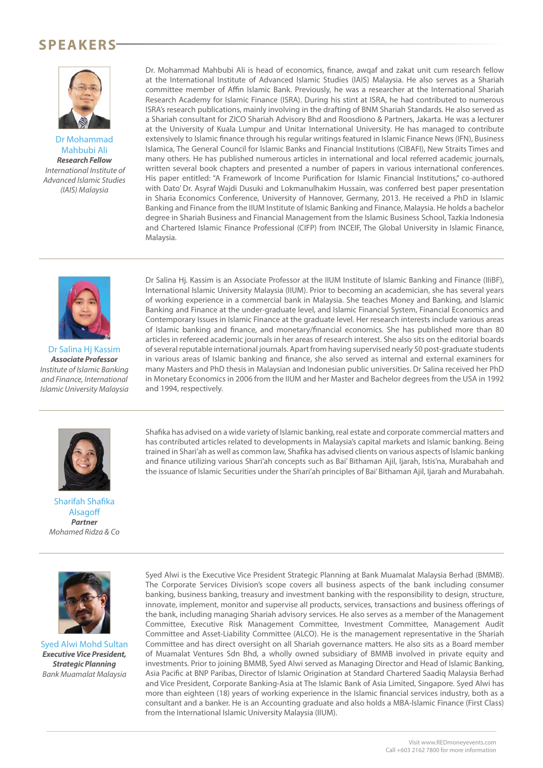# SPEAKERS

**Dr Mohammad Mahbubi Ali**
***Research Fellow***
*International Institute of Advanced Islamic Studies (IAIS) Malaysia*

Dr. Mohammad Mahbubi Ali is head of economics, finance, awqaf and zakat unit cum research fellow at the International Institute of Advanced Islamic Studies (IAIS) Malaysia. He also serves as a Shariah committee member of Affin Islamic Bank. Previously, he was a researcher at the International Shariah Research Academy for Islamic Finance (ISRA). During his stint at ISRA, he had contributed to numerous ISRA's research publications, mainly involving in the drafting of BNM Shariah Standards. He also served as a Shariah consultant for ZICO Shariah Advisory Bhd and Roosdiono & Partners, Jakarta. He was a lecturer at the University of Kuala Lumpur and Unitar International University. He has managed to contribute extensively to Islamic finance through his regular writings featured in Islamic Finance News (IFN), Business Islamica, The General Council for Islamic Banks and Financial Institutions (CIBAFI), New Straits Times and many others. He has published numerous articles in international and local referred academic journals, written several book chapters and presented a number of papers in various international conferences. His paper entitled: "A Framework of Income Purification for Islamic Financial Institutions," co-authored with Dato' Dr. Asyraf Wajdi Dusuki and Lokmanulhakim Hussain, was conferred best paper presentation in Sharia Economics Conference, University of Hannover, Germany, 2013. He received a PhD in Islamic Banking and Finance from the IIUM Institute of Islamic Banking and Finance, Malaysia. He holds a bachelor degree in Shariah Business and Financial Management from the Islamic Business School, Tazkia Indonesia and Chartered Islamic Finance Professional (CIFP) from INCEIF, The Global University in Islamic Finance, Malaysia.

---

**Dr Salina Hj Kassim**
***Associate Professor***
*Institute of Islamic Banking and Finance, International Islamic University Malaysia*

Dr Salina Hj. Kassim is an Associate Professor at the IIUM Institute of Islamic Banking and Finance (IIiBF), International Islamic University Malaysia (IIUM). Prior to becoming an academician, she has several years of working experience in a commercial bank in Malaysia. She teaches Money and Banking, and Islamic Banking and Finance at the under-graduate level, and Islamic Financial System, Financial Economics and Contemporary Issues in Islamic Finance at the graduate level. Her research interests include various areas of Islamic banking and finance, and monetary/financial economics. She has published more than 80 articles in refereed academic journals in her areas of research interest. She also sits on the editorial boards of several reputable international journals. Apart from having supervised nearly 50 post-graduate students in various areas of Islamic banking and finance, she also served as internal and external examiners for many Masters and PhD thesis in Malaysian and Indonesian public universities. Dr Salina received her PhD in Monetary Economics in 2006 from the IIUM and her Master and Bachelor degrees from the USA in 1992 and 1994, respectively.

---

**Sharifah Shafika Alsagoff**
***Partner***
*Mohamed Ridza & Co*

Shafika has advised on a wide variety of Islamic banking, real estate and corporate commercial matters and has contributed articles related to developments in Malaysia's capital markets and Islamic banking. Being trained in Shari'ah as well as common law, Shafika has advised clients on various aspects of Islamic banking and finance utilizing various Shari'ah concepts such as Bai' Bithaman Ajil, Ijarah, Istis'na, Murabahah and the issuance of Islamic Securities under the Shari'ah principles of Bai' Bithaman Ajil, Ijarah and Murabahah.

---

**Syed Alwi Mohd Sultan**
***Executive Vice President, Strategic Planning***
*Bank Muamalat Malaysia*

Syed Alwi is the Executive Vice President Strategic Planning at Bank Muamalat Malaysia Berhad (BMMB). The Corporate Services Division's scope covers all business aspects of the bank including consumer banking, business banking, treasury and investment banking with the responsibility to design, structure, innovate, implement, monitor and supervise all products, services, transactions and business offerings of the bank, including managing Shariah advisory services. He also serves as a member of the Management Committee, Executive Risk Management Committee, Investment Committee, Management Audit Committee and Asset-Liability Committee (ALCO). He is the management representative in the Shariah Committee and has direct oversight on all Shariah governance matters. He also sits as a Board member of Muamalat Ventures Sdn Bhd, a wholly owned subsidiary of BMMB involved in private equity and investments. Prior to joining BMMB, Syed Alwi served as Managing Director and Head of Islamic Banking, Asia Pacific at BNP Paribas, Director of Islamic Origination at Standard Chartered Saadiq Malaysia Berhad and Vice President, Corporate Banking-Asia at The Islamic Bank of Asia Limited, Singapore. Syed Alwi has more than eighteen (18) years of working experience in the Islamic financial services industry, both as a consultant and a banker. He is an Accounting graduate and also holds a MBA-Islamic Finance (First Class) from the International Islamic University Malaysia (IIUM).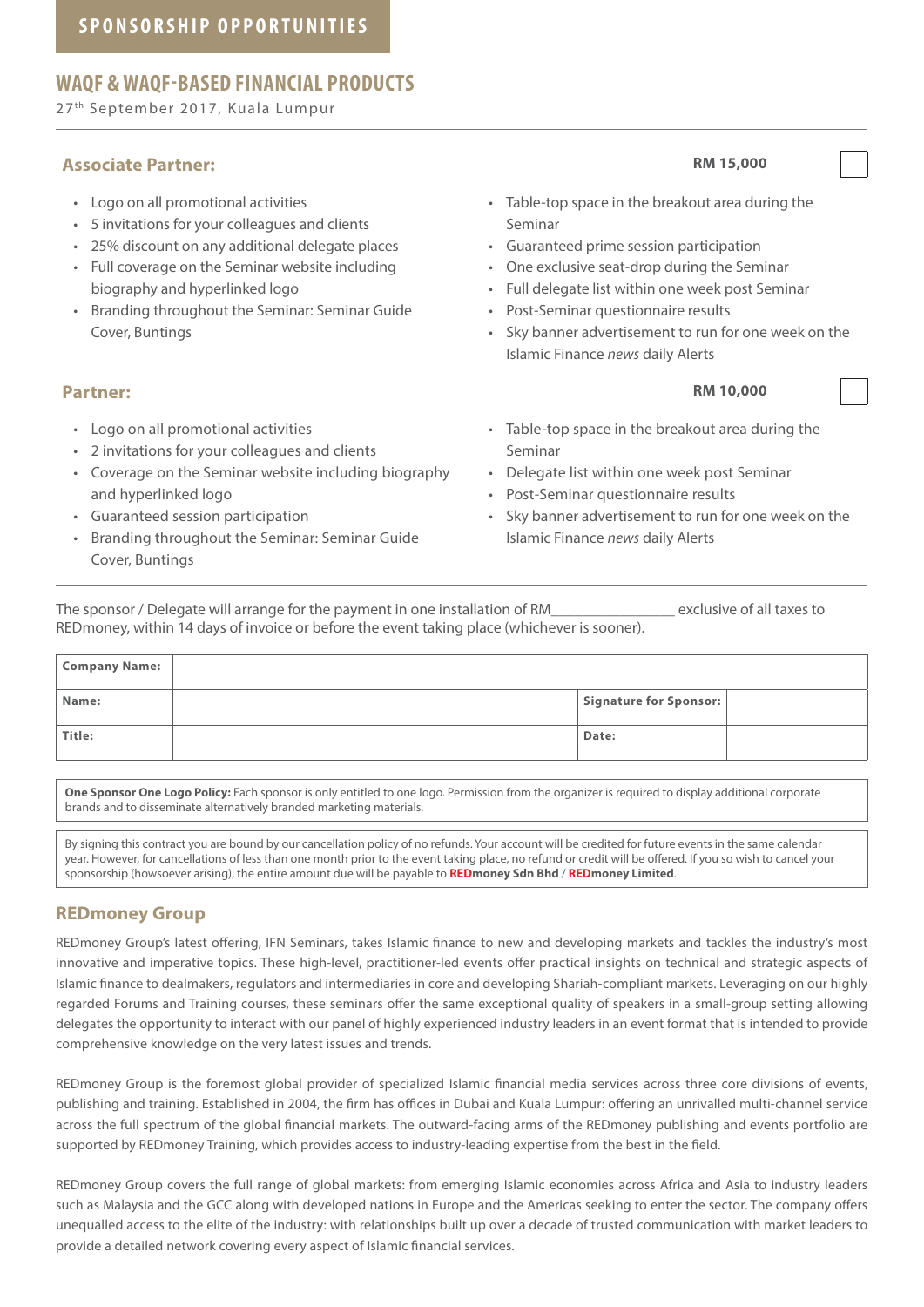# SPONSORSHIP OPPORTUNITIES

## WAQF & WAQF-BASED FINANCIAL PRODUCTS

27th September 2017, Kuala Lumpur

### Associate Partner: **RM 15,000** ☐

- Logo on all promotional activities
- 5 invitations for your colleagues and clients
- 25% discount on any additional delegate places
- Full coverage on the Seminar website including biography and hyperlinked logo
- Branding throughout the Seminar: Seminar Guide Cover, Buntings
- Table-top space in the breakout area during the Seminar
- Guaranteed prime session participation
- One exclusive seat-drop during the Seminar
- Full delegate list within one week post Seminar
- Post-Seminar questionnaire results
- Sky banner advertisement to run for one week on the Islamic Finance *news* daily Alerts

### Partner: **RM 10,000** ☐

- Logo on all promotional activities
- 2 invitations for your colleagues and clients
- Coverage on the Seminar website including biography and hyperlinked logo
- Guaranteed session participation
- Branding throughout the Seminar: Seminar Guide Cover, Buntings
- Table-top space in the breakout area during the Seminar
- Delegate list within one week post Seminar
- Post-Seminar questionnaire results
- Sky banner advertisement to run for one week on the Islamic Finance *news* daily Alerts

The sponsor / Delegate will arrange for the payment in one installation of RM________________ exclusive of all taxes to REDmoney, within 14 days of invoice or before the event taking place (whichever is sooner).

| **Company Name:** | | | |
|---|---|---|---|
| **Name:** | | **Signature for Sponsor:** | |
| **Title:** | | **Date:** | |

**One Sponsor One Logo Policy:** Each sponsor is only entitled to one logo. Permission from the organizer is required to display additional corporate brands and to disseminate alternatively branded marketing materials.

By signing this contract you are bound by our cancellation policy of no refunds. Your account will be credited for future events in the same calendar year. However, for cancellations of less than one month prior to the event taking place, no refund or credit will be offered. If you so wish to cancel your sponsorship (howsoever arising), the entire amount due will be payable to **REDmoney Sdn Bhd** / **REDmoney Limited**.

## REDmoney Group

REDmoney Group's latest offering, IFN Seminars, takes Islamic finance to new and developing markets and tackles the industry's most innovative and imperative topics. These high-level, practitioner-led events offer practical insights on technical and strategic aspects of Islamic finance to dealmakers, regulators and intermediaries in core and developing Shariah-compliant markets. Leveraging on our highly regarded Forums and Training courses, these seminars offer the same exceptional quality of speakers in a small-group setting allowing delegates the opportunity to interact with our panel of highly experienced industry leaders in an event format that is intended to provide comprehensive knowledge on the very latest issues and trends.

REDmoney Group is the foremost global provider of specialized Islamic financial media services across three core divisions of events, publishing and training. Established in 2004, the firm has offices in Dubai and Kuala Lumpur: offering an unrivalled multi-channel service across the full spectrum of the global financial markets. The outward-facing arms of the REDmoney publishing and events portfolio are supported by REDmoney Training, which provides access to industry-leading expertise from the best in the field.

REDmoney Group covers the full range of global markets: from emerging Islamic economies across Africa and Asia to industry leaders such as Malaysia and the GCC along with developed nations in Europe and the Americas seeking to enter the sector. The company offers unequalled access to the elite of the industry: with relationships built up over a decade of trusted communication with market leaders to provide a detailed network covering every aspect of Islamic financial services.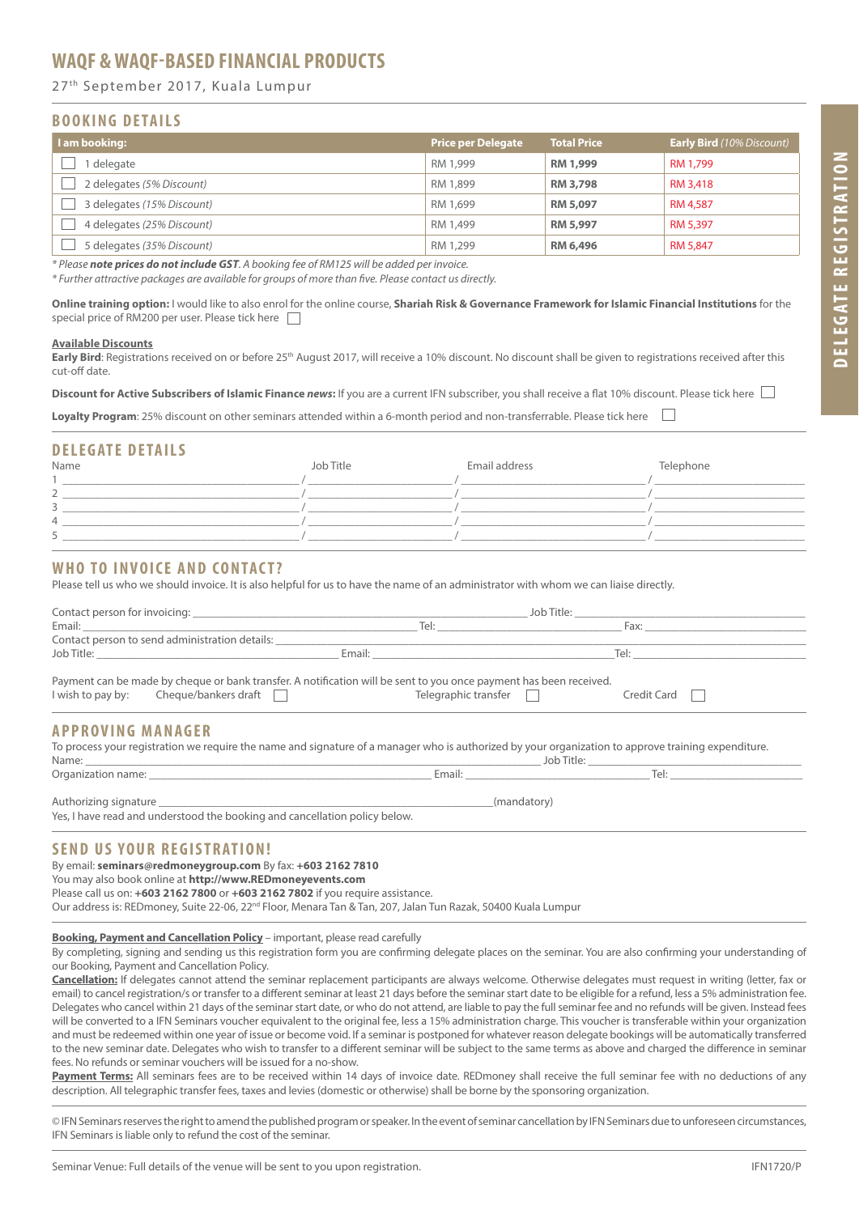# WAQF & WAQF-BASED FINANCIAL PRODUCTS

27th September 2017, Kuala Lumpur

DELEGATE REGISTRATION

## BOOKING DETAILS

| I am booking: | Price per Delegate | Total Price | Early Bird *(10% Discount)* |
|---|---|---|---|
| ☐ 1 delegate | RM 1,999 | **RM 1,999** | RM 1,799 |
| ☐ 2 delegates *(5% Discount)* | RM 1,899 | **RM 3,798** | RM 3,418 |
| ☐ 3 delegates *(15% Discount)* | RM 1,699 | **RM 5,097** | RM 4,587 |
| ☐ 4 delegates *(25% Discount)* | RM 1,499 | **RM 5,997** | RM 5,397 |
| ☐ 5 delegates *(35% Discount)* | RM 1,299 | **RM 6,496** | RM 5,847 |

*\* Please **note prices do not include GST**. A booking fee of RM125 will be added per invoice.*

*\* Further attractive packages are available for groups of more than five. Please contact us directly.*

**Online training option:** I would like to also enrol for the online course, **Shariah Risk & Governance Framework for Islamic Financial Institutions** for the special price of RM200 per user. Please tick here ☐

**Available Discounts**

**Early Bird**: Registrations received on or before 25th August 2017, will receive a 10% discount. No discount shall be given to registrations received after this cut-off date.

**Discount for Active Subscribers of Islamic Finance *news*:** If you are a current IFN subscriber, you shall receive a flat 10% discount. Please tick here ☐

**Loyalty Program**: 25% discount on other seminars attended within a 6-month period and non-transferrable. Please tick here ☐

## DELEGATE DETAILS

| Name | Job Title | Email address | Telephone |
|---|---|---|---|
| 1 | | | |
| 2 | | | |
| 3 | | | |
| 4 | | | |
| 5 | | | |

## WHO TO INVOICE AND CONTACT?

Please tell us who we should invoice. It is also helpful for us to have the name of an administrator with whom we can liaise directly.

Contact person for invoicing: ______________________ Job Title: ______________________

Email: ______________________ Tel: ______________________ Fax: ______________________

Contact person to send administration details: ______________________

Job Title: ______________________ Email: ______________________ Tel: ______________________

Payment can be made by cheque or bank transfer. A notification will be sent to you once payment has been received.

I wish to pay by: Cheque/bankers draft ☐ Telegraphic transfer ☐ Credit Card ☐

## APPROVING MANAGER

To process your registration we require the name and signature of a manager who is authorized by your organization to approve training expenditure.

Name: ______________________ Job Title: ______________________

Organization name: ______________________ Email: ______________________ Tel: ______________________

Authorizing signature ______________________(mandatory)

Yes, I have read and understood the booking and cancellation policy below.

## SEND US YOUR REGISTRATION!

By email: **seminars@redmoneygroup.com** By fax: **+603 2162 7810**

You may also book online at **http://www.REDmoneyevents.com**

Please call us on: **+603 2162 7800** or **+603 2162 7802** if you require assistance.

Our address is: REDmoney, Suite 22-06, 22nd Floor, Menara Tan & Tan, 207, Jalan Tun Razak, 50400 Kuala Lumpur

**Booking, Payment and Cancellation Policy** – important, please read carefully

By completing, signing and sending us this registration form you are confirming delegate places on the seminar. You are also confirming your understanding of our Booking, Payment and Cancellation Policy.

**Cancellation:** If delegates cannot attend the seminar replacement participants are always welcome. Otherwise delegates must request in writing (letter, fax or email) to cancel registration/s or transfer to a different seminar at least 21 days before the seminar start date to be eligible for a refund, less a 5% administration fee. Delegates who cancel within 21 days of the seminar start date, or who do not attend, are liable to pay the full seminar fee and no refunds will be given. Instead fees will be converted to a IFN Seminars voucher equivalent to the original fee, less a 15% administration charge. This voucher is transferable within your organization and must be redeemed within one year of issue or become void. If a seminar is postponed for whatever reason delegate bookings will be automatically transferred to the new seminar date. Delegates who wish to transfer to a different seminar will be subject to the same terms as above and charged the difference in seminar fees. No refunds or seminar vouchers will be issued for a no-show.

**Payment Terms:** All seminars fees are to be received within 14 days of invoice date. REDmoney shall receive the full seminar fee with no deductions of any description. All telegraphic transfer fees, taxes and levies (domestic or otherwise) shall be borne by the sponsoring organization.

© IFN Seminars reserves the right to amend the published program or speaker. In the event of seminar cancellation by IFN Seminars due to unforeseen circumstances, IFN Seminars is liable only to refund the cost of the seminar.

Seminar Venue: Full details of the venue will be sent to you upon registration.

IFN1720/P